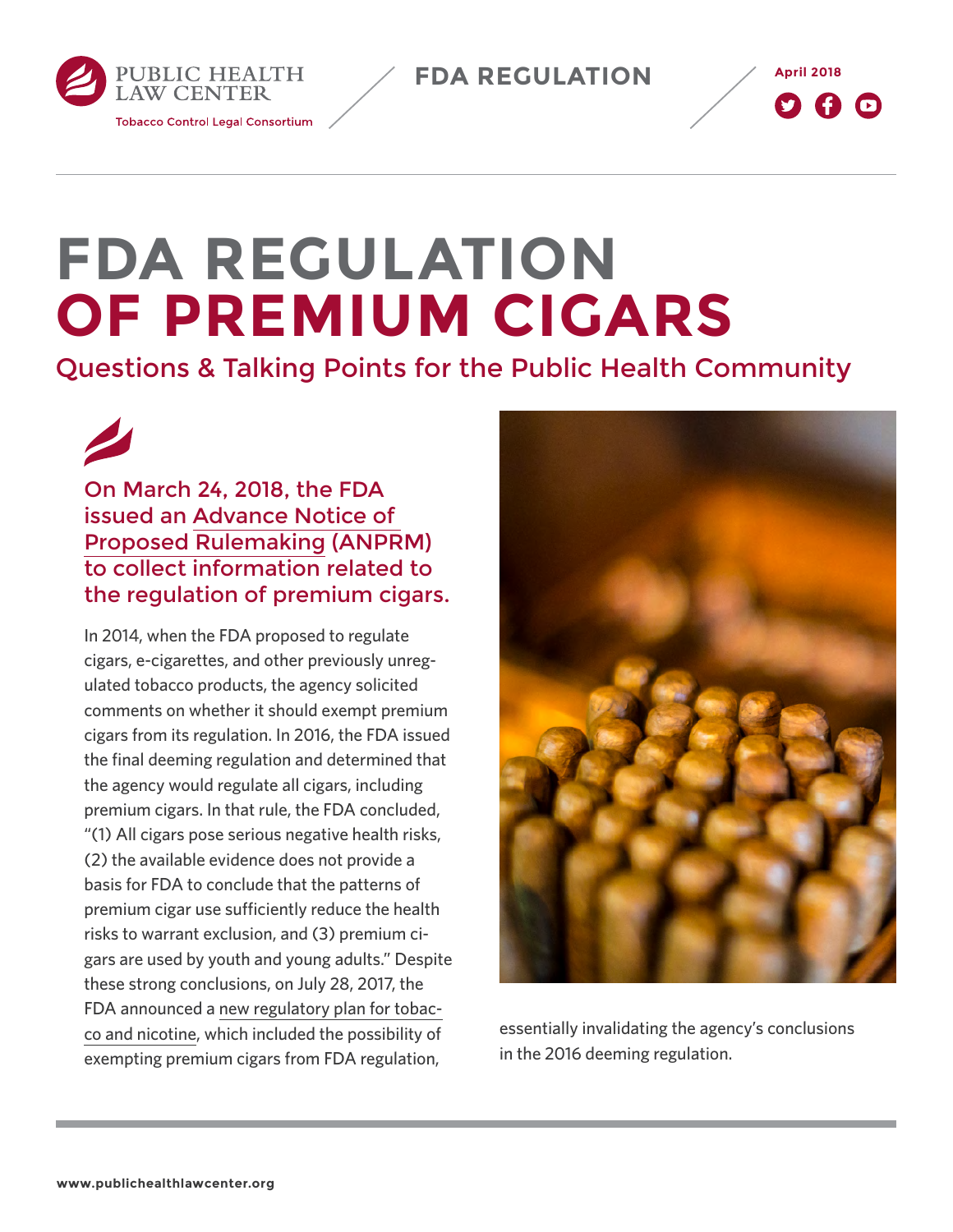# FDA REGULATION OF PREMIUM CIGARS

## Questions & Talking Points for the Public Health Community

### On March 24, 2018, the FDA issued an Advance Notice of Proposed Rulemaking (ANPRM) to collect information related to the regulation of premium cigars.

In 2014, when the FDA proposed to regulate cigars, e-cigarettes, and other previously unregulated tobacco products, the agency solicited comments on whether it should exempt premium cigars from its regulation. In 2016, the FDA issued the final deeming regulation and determined that the agency would regulate all cigars, including premium cigars. In that rule, the FDA concluded, "(1) All cigars pose serious negative health risks, (2) the available evidence does not provide a basis for FDA to conclude that the patterns of premium cigar use sufficiently reduce the health risks to warrant exclusion, and (3) premium cigars are used by youth and young adults." Despite these strong conclusions, on July 28, 2017, the FDA announced a new regulatory plan for tobacco and nicotine, which included the possibility of exempting premium cigars from FDA regulation, essentially invalidating the agency's conclusions in the 2016 deeming regulation.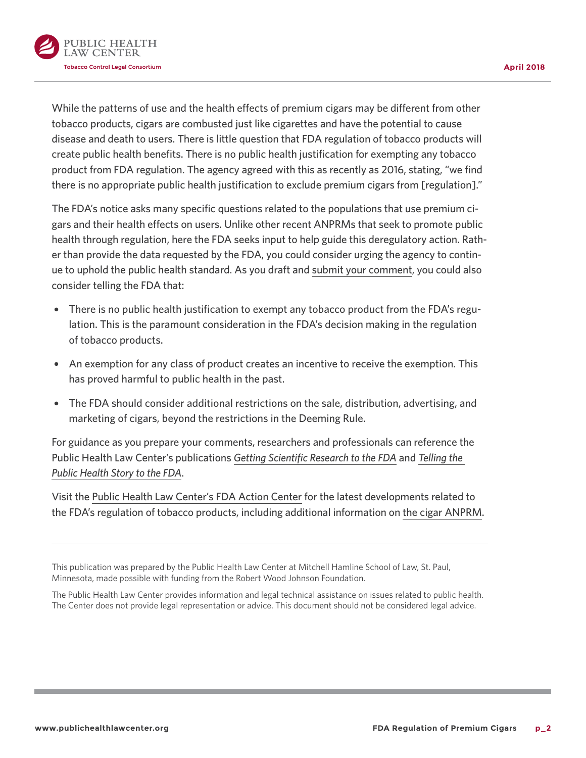While the patterns of use and the health effects of premium cigars may be different from other tobacco products, cigars are combusted just like cigarettes and have the potential to cause disease and death to users. There is little question that FDA regulation of tobacco products will create public health benefits. There is no public health justification for exempting any tobacco product from FDA regulation. The agency agreed with this as recently as 2016, stating, "we find there is no appropriate public health justification to exclude premium cigars from [regulation]."

The FDA's notice asks many specific questions related to the populations that use premium cigars and their health effects on users. Unlike other recent ANPRMs that seek to promote public health through regulation, here the FDA seeks input to help guide this deregulatory action. Rather than provide the data requested by the FDA, you could consider urging the agency to continue to uphold the public health standard. As you draft and submit your comment, you could also consider telling the FDA that:

- There is no public health justification to exempt any tobacco product from the FDA's regulation. This is the paramount consideration in the FDA's decision making in the regulation of tobacco products.
- An exemption for any class of product creates an incentive to receive the exemption. This has proved harmful to public health in the past.
- The FDA should consider additional restrictions on the sale, distribution, advertising, and marketing of cigars, beyond the restrictions in the Deeming Rule.

For guidance as you prepare your comments, researchers and professionals can reference the Public Health Law Center's publications *Getting Scientific Research to the FDA* and *Telling the Public Health Story to the FDA*.

Visit the Public Health Law Center's FDA Action Center for the latest developments related to the FDA's regulation of tobacco products, including additional information on the cigar ANPRM.

---

This publication was prepared by the Public Health Law Center at Mitchell Hamline School of Law, St. Paul, Minnesota, made possible with funding from the Robert Wood Johnson Foundation.

The Public Health Law Center provides information and legal technical assistance on issues related to public health. The Center does not provide legal representation or advice. This document should not be considered legal advice.